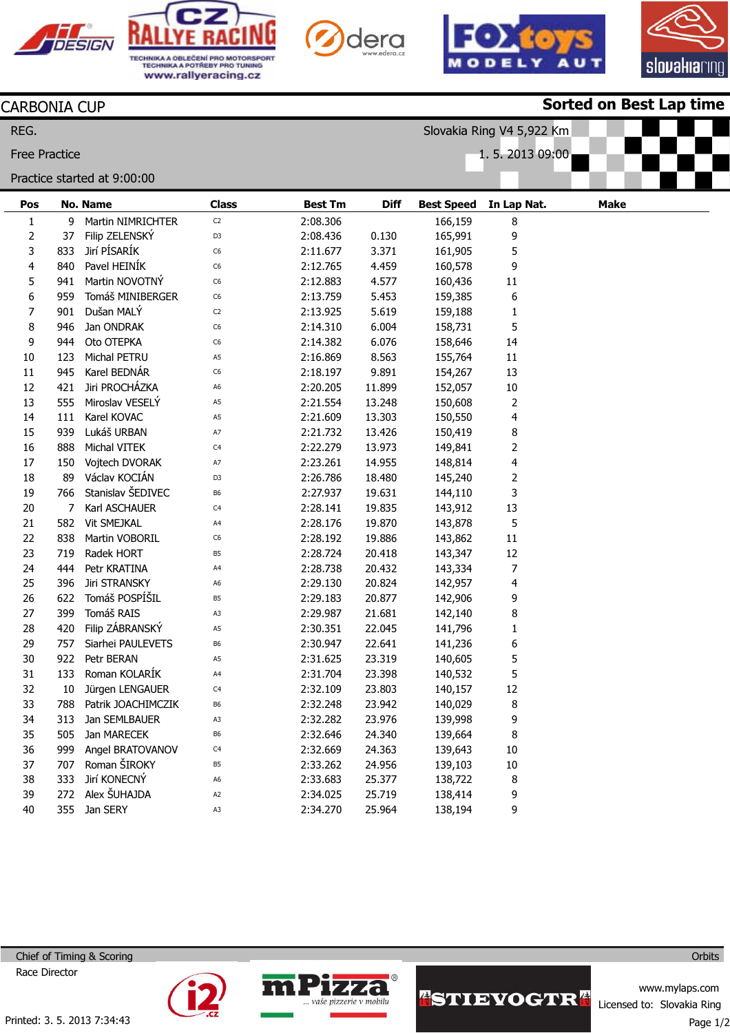# CARBONIA CUP

**Sorted on Best Lap time**

REG.

Free Practice

Practice started at 9:00:00

Slovakia Ring V4 5,922 Km

1. 5. 2013 09:00

| Pos | No. | Name | Class | Best Tm | Diff | Best Speed | In Lap | Nat. | Make |
|---|---|---|---|---|---|---|---|---|---|
| 1 | 9 | Martin NIMRICHTER | C2 | 2:08.306 | | 166,159 | 8 | | |
| 2 | 37 | Filip ZELENSKÝ | D3 | 2:08.436 | 0.130 | 165,991 | 9 | | |
| 3 | 833 | Jirí PÍSARÍK | C6 | 2:11.677 | 3.371 | 161,905 | 5 | | |
| 4 | 840 | Pavel HEINÍK | C6 | 2:12.765 | 4.459 | 160,578 | 9 | | |
| 5 | 941 | Martin NOVOTNÝ | C6 | 2:12.883 | 4.577 | 160,436 | 11 | | |
| 6 | 959 | Tomáš MINIBERGER | C6 | 2:13.759 | 5.453 | 159,385 | 6 | | |
| 7 | 901 | Dušan MALÝ | C2 | 2:13.925 | 5.619 | 159,188 | 1 | | |
| 8 | 946 | Jan ONDRAK | C6 | 2:14.310 | 6.004 | 158,731 | 5 | | |
| 9 | 944 | Oto OTEPKA | C6 | 2:14.382 | 6.076 | 158,646 | 14 | | |
| 10 | 123 | Michal PETRU | A5 | 2:16.869 | 8.563 | 155,764 | 11 | | |
| 11 | 945 | Karel BEDNÁR | C6 | 2:18.197 | 9.891 | 154,267 | 13 | | |
| 12 | 421 | Jiri PROCHÁZKA | A6 | 2:20.205 | 11.899 | 152,057 | 10 | | |
| 13 | 555 | Miroslav VESELÝ | A5 | 2:21.554 | 13.248 | 150,608 | 2 | | |
| 14 | 111 | Karel KOVAC | A5 | 2:21.609 | 13.303 | 150,550 | 4 | | |
| 15 | 939 | Lukáš URBAN | A7 | 2:21.732 | 13.426 | 150,419 | 8 | | |
| 16 | 888 | Michal VITEK | C4 | 2:22.279 | 13.973 | 149,841 | 2 | | |
| 17 | 150 | Vojtech DVORAK | A7 | 2:23.261 | 14.955 | 148,814 | 4 | | |
| 18 | 89 | Václav KOCIÁN | D3 | 2:26.786 | 18.480 | 145,240 | 2 | | |
| 19 | 766 | Stanislav ŠEDIVEC | B6 | 2:27.937 | 19.631 | 144,110 | 3 | | |
| 20 | 7 | Karl ASCHAUER | C4 | 2:28.141 | 19.835 | 143,912 | 13 | | |
| 21 | 582 | Vit SMEJKAL | A4 | 2:28.176 | 19.870 | 143,878 | 5 | | |
| 22 | 838 | Martin VOBORIL | C6 | 2:28.192 | 19.886 | 143,862 | 11 | | |
| 23 | 719 | Radek HORT | B5 | 2:28.724 | 20.418 | 143,347 | 12 | | |
| 24 | 444 | Petr KRATINA | A4 | 2:28.738 | 20.432 | 143,334 | 7 | | |
| 25 | 396 | Jiri STRANSKY | A6 | 2:29.130 | 20.824 | 142,957 | 4 | | |
| 26 | 622 | Tomáš POSPÍŠIL | B5 | 2:29.183 | 20.877 | 142,906 | 9 | | |
| 27 | 399 | Tomáš RAIS | A3 | 2:29.987 | 21.681 | 142,140 | 8 | | |
| 28 | 420 | Filip ZÁBRANSKÝ | A5 | 2:30.351 | 22.045 | 141,796 | 1 | | |
| 29 | 757 | Siarhei PAULEVETS | B6 | 2:30.947 | 22.641 | 141,236 | 6 | | |
| 30 | 922 | Petr BERAN | A5 | 2:31.625 | 23.319 | 140,605 | 5 | | |
| 31 | 133 | Roman KOLARÍK | A4 | 2:31.704 | 23.398 | 140,532 | 5 | | |
| 32 | 10 | Jürgen LENGAUER | C4 | 2:32.109 | 23.803 | 140,157 | 12 | | |
| 33 | 788 | Patrik JOACHIMCZIK | B6 | 2:32.248 | 23.942 | 140,029 | 8 | | |
| 34 | 313 | Jan SEMLBAUER | A3 | 2:32.282 | 23.976 | 139,998 | 9 | | |
| 35 | 505 | Jan MARECEK | B6 | 2:32.646 | 24.340 | 139,664 | 8 | | |
| 36 | 999 | Angel BRATOVANOV | C4 | 2:32.669 | 24.363 | 139,643 | 10 | | |
| 37 | 707 | Roman ŠIROKY | B5 | 2:33.262 | 24.956 | 139,103 | 10 | | |
| 38 | 333 | Jirí KONECNÝ | A6 | 2:33.683 | 25.377 | 138,722 | 8 | | |
| 39 | 272 | Alex ŠUHAJDA | A2 | 2:34.025 | 25.719 | 138,414 | 9 | | |
| 40 | 355 | Jan SERY | A3 | 2:34.270 | 25.964 | 138,194 | 9 | | |

Chief of Timing & Scoring

Race Director

Orbits

Printed: 3. 5. 2013 7:34:43

www.mylaps.com

Licensed to: Slovakia Ring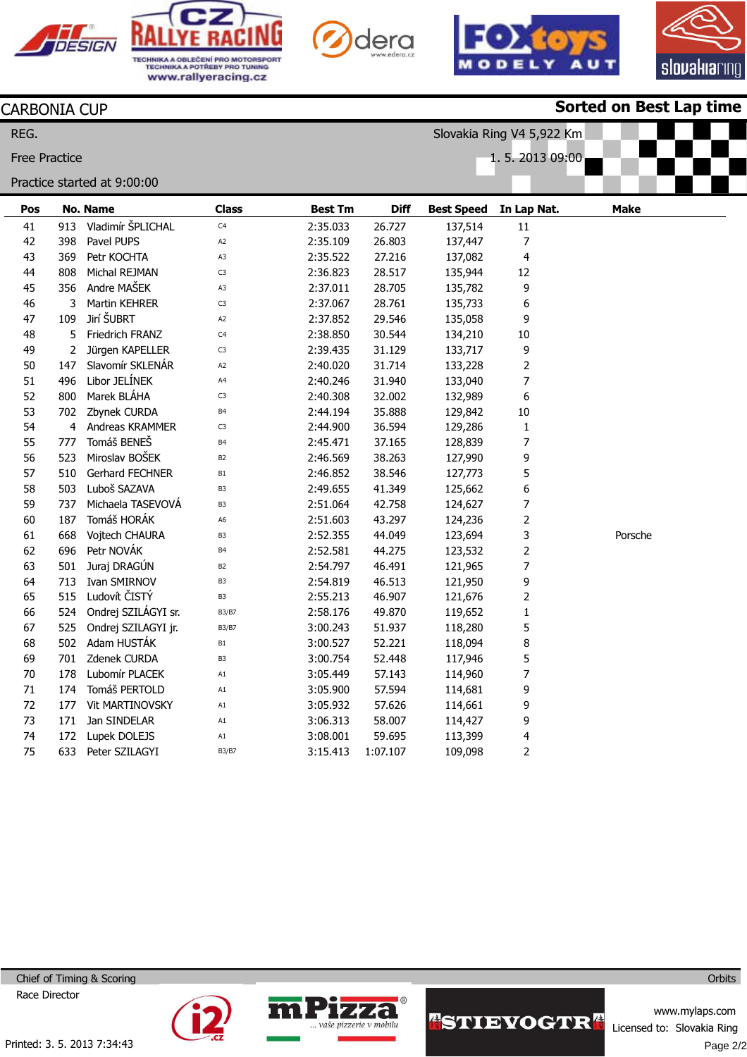CARBONIA CUP

**Sorted on Best Lap time**

REG.

Free Practice

Practice started at 9:00:00

Slovakia Ring V4 5,922 Km

1. 5. 2013 09:00

| Pos | No. | Name | Class | Best Tm | Diff | Best Speed | In Lap | Nat. | Make |
|---|---|---|---|---|---|---|---|---|---|
| 41 | 913 | Vladimír ŠPLICHAL | C4 | 2:35.033 | 26.727 | 137,514 | 11 | | |
| 42 | 398 | Pavel PUPS | A2 | 2:35.109 | 26.803 | 137,447 | 7 | | |
| 43 | 369 | Petr KOCHTA | A3 | 2:35.522 | 27.216 | 137,082 | 4 | | |
| 44 | 808 | Michal REJMAN | C3 | 2:36.823 | 28.517 | 135,944 | 12 | | |
| 45 | 356 | Andre MAŠEK | A3 | 2:37.011 | 28.705 | 135,782 | 9 | | |
| 46 | 3 | Martin KEHRER | C3 | 2:37.067 | 28.761 | 135,733 | 6 | | |
| 47 | 109 | Jirí ŠUBRT | A2 | 2:37.852 | 29.546 | 135,058 | 9 | | |
| 48 | 5 | Friedrich FRANZ | C4 | 2:38.850 | 30.544 | 134,210 | 10 | | |
| 49 | 2 | Jürgen KAPELLER | C3 | 2:39.435 | 31.129 | 133,717 | 9 | | |
| 50 | 147 | Slavomír SKLENÁR | A2 | 2:40.020 | 31.714 | 133,228 | 2 | | |
| 51 | 496 | Libor JELÍNEK | A4 | 2:40.246 | 31.940 | 133,040 | 7 | | |
| 52 | 800 | Marek BLÁHA | C3 | 2:40.308 | 32.002 | 132,989 | 6 | | |
| 53 | 702 | Zbynek CURDA | B4 | 2:44.194 | 35.888 | 129,842 | 10 | | |
| 54 | 4 | Andreas KRAMMER | C3 | 2:44.900 | 36.594 | 129,286 | 1 | | |
| 55 | 777 | Tomáš BENEŠ | B4 | 2:45.471 | 37.165 | 128,839 | 7 | | |
| 56 | 523 | Miroslav BOŠEK | B2 | 2:46.569 | 38.263 | 127,990 | 9 | | |
| 57 | 510 | Gerhard FECHNER | B1 | 2:46.852 | 38.546 | 127,773 | 5 | | |
| 58 | 503 | Luboš SAZAVA | B3 | 2:49.655 | 41.349 | 125,662 | 6 | | |
| 59 | 737 | Michaela TASEVOVÁ | B3 | 2:51.064 | 42.758 | 124,627 | 7 | | |
| 60 | 187 | Tomáš HORÁK | A6 | 2:51.603 | 43.297 | 124,236 | 2 | | |
| 61 | 668 | Vojtech CHAURA | B3 | 2:52.355 | 44.049 | 123,694 | 3 | | Porsche |
| 62 | 696 | Petr NOVÁK | B4 | 2:52.581 | 44.275 | 123,532 | 2 | | |
| 63 | 501 | Juraj DRAGÚN | B2 | 2:54.797 | 46.491 | 121,965 | 7 | | |
| 64 | 713 | Ivan SMIRNOV | B3 | 2:54.819 | 46.513 | 121,950 | 9 | | |
| 65 | 515 | Ludovít ČISTÝ | B3 | 2:55.213 | 46.907 | 121,676 | 2 | | |
| 66 | 524 | Ondrej SZILÁGYI sr. | B3/B7 | 2:58.176 | 49.870 | 119,652 | 1 | | |
| 67 | 525 | Ondrej SZILAGYI jr. | B3/B7 | 3:00.243 | 51.937 | 118,280 | 5 | | |
| 68 | 502 | Adam HUSTÁK | B1 | 3:00.527 | 52.221 | 118,094 | 8 | | |
| 69 | 701 | Zdenek CURDA | B3 | 3:00.754 | 52.448 | 117,946 | 5 | | |
| 70 | 178 | Lubomír PLACEK | A1 | 3:05.449 | 57.143 | 114,960 | 7 | | |
| 71 | 174 | Tomáš PERTOLD | A1 | 3:05.900 | 57.594 | 114,681 | 9 | | |
| 72 | 177 | Vit MARTINOVSKY | A1 | 3:05.932 | 57.626 | 114,661 | 9 | | |
| 73 | 171 | Jan SINDELAR | A1 | 3:06.313 | 58.007 | 114,427 | 9 | | |
| 74 | 172 | Lupek DOLEJS | A1 | 3:08.001 | 59.695 | 113,399 | 4 | | |
| 75 | 633 | Peter SZILAGYI | B3/B7 | 3:15.413 | 1:07.107 | 109,098 | 2 | | |

Chief of Timing & Scoring

Race Director

Orbits

www.mylaps.com

Licensed to: Slovakia Ring

Printed: 3. 5. 2013 7:34:43